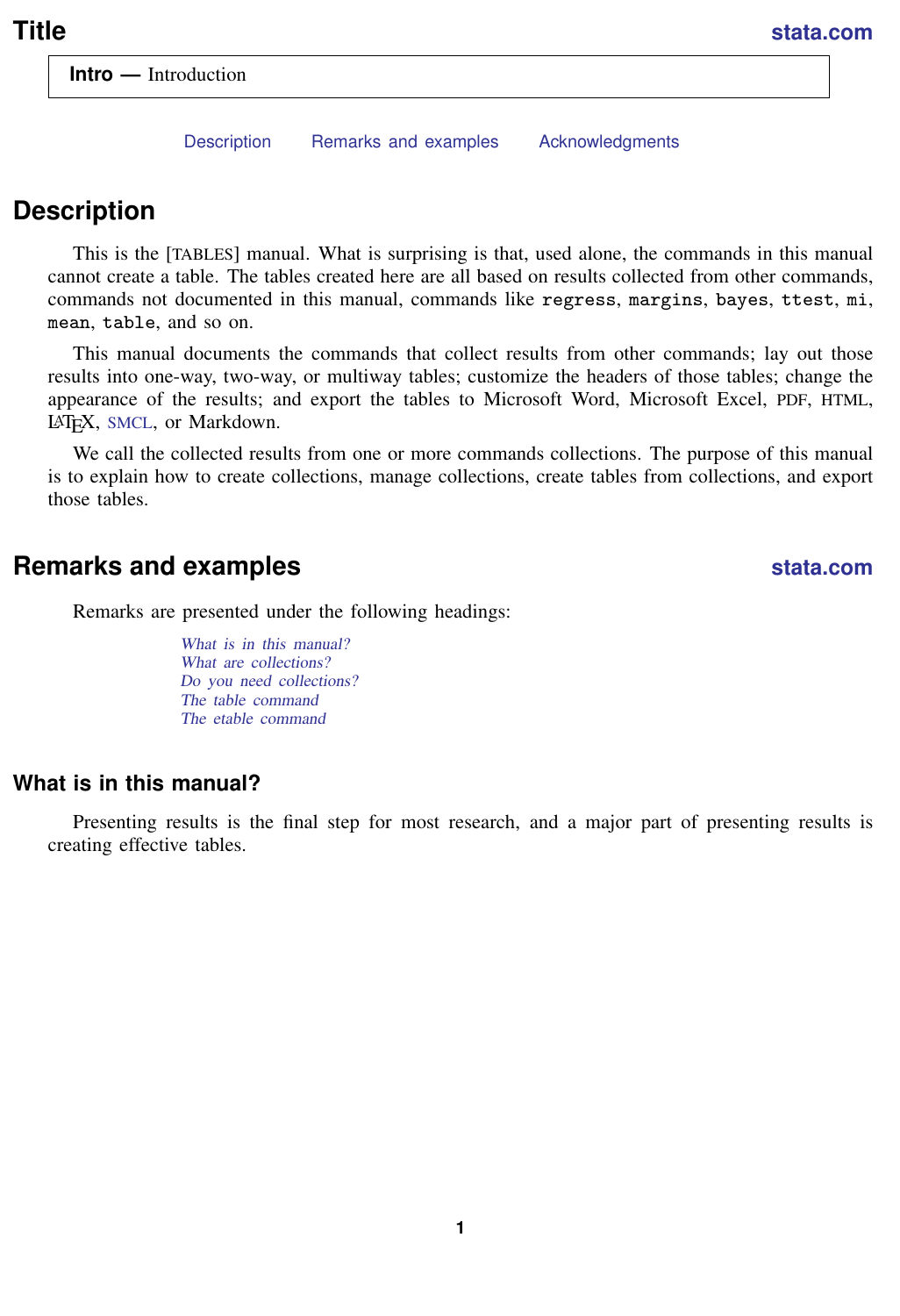# Title

**Intro —** Introduction

Description     Remarks and examples     Acknowledgments

## Description

This is the [TABLES] manual. What is surprising is that, used alone, the commands in this manual cannot create a table. The tables created here are all based on results collected from other commands, commands not documented in this manual, commands like `regress`, `margins`, `bayes`, `ttest`, `mi`, `mean`, `table`, and so on.

This manual documents the commands that collect results from other commands; lay out those results into one-way, two-way, or multiway tables; customize the headers of those tables; change the appearance of the results; and export the tables to Microsoft Word, Microsoft Excel, PDF, HTML, LaTeX, SMCL, or Markdown.

We call the collected results from one or more commands collections. The purpose of this manual is to explain how to create collections, manage collections, create tables from collections, and export those tables.

## Remarks and examples

Remarks are presented under the following headings:

*What is in this manual?*
*What are collections?*
*Do you need collections?*
*The table command*
*The etable command*

### What is in this manual?

Presenting results is the final step for most research, and a major part of presenting results is creating effective tables.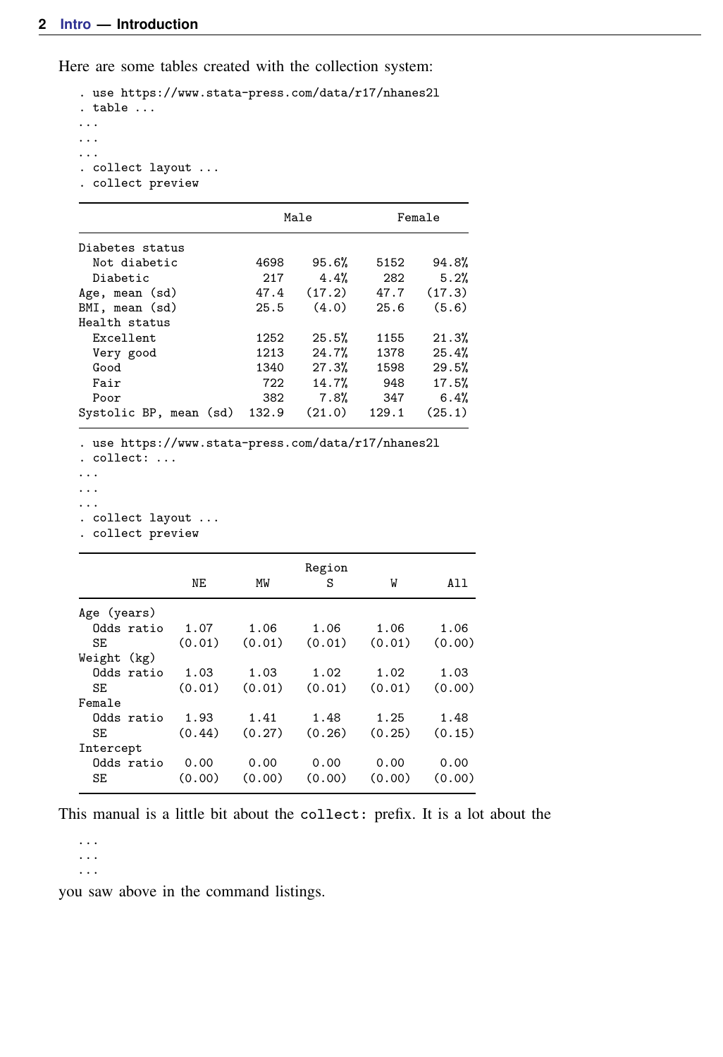Here are some tables created with the collection system:

```
. use https://www.stata-press.com/data/r17/nhanes2l
. table ...
...
...
...
. collect layout ...
. collect preview
```

| | Male | | Female | |
|---|---|---|---|---|
| Diabetes status | | | | |
| Not diabetic | 4698 | 95.6% | 5152 | 94.8% |
| Diabetic | 217 | 4.4% | 282 | 5.2% |
| Age, mean (sd) | 47.4 | (17.2) | 47.7 | (17.3) |
| BMI, mean (sd) | 25.5 | (4.0) | 25.6 | (5.6) |
| Health status | | | | |
| Excellent | 1252 | 25.5% | 1155 | 21.3% |
| Very good | 1213 | 24.7% | 1378 | 25.4% |
| Good | 1340 | 27.3% | 1598 | 29.5% |
| Fair | 722 | 14.7% | 948 | 17.5% |
| Poor | 382 | 7.8% | 347 | 6.4% |
| Systolic BP, mean (sd) | 132.9 | (21.0) | 129.1 | (25.1) |

```
. use https://www.stata-press.com/data/r17/nhanes2l
. collect: ...
...
...
...
. collect layout ...
. collect preview
```

| | Region | | | | |
|---|---|---|---|---|---|
| | NE | MW | S | W | All |
| Age (years) | | | | | |
| Odds ratio | 1.07 | 1.06 | 1.06 | 1.06 | 1.06 |
| SE | (0.01) | (0.01) | (0.01) | (0.01) | (0.00) |
| Weight (kg) | | | | | |
| Odds ratio | 1.03 | 1.03 | 1.02 | 1.02 | 1.03 |
| SE | (0.01) | (0.01) | (0.01) | (0.01) | (0.00) |
| Female | | | | | |
| Odds ratio | 1.93 | 1.41 | 1.48 | 1.25 | 1.48 |
| SE | (0.44) | (0.27) | (0.26) | (0.25) | (0.15) |
| Intercept | | | | | |
| Odds ratio | 0.00 | 0.00 | 0.00 | 0.00 | 0.00 |
| SE | (0.00) | (0.00) | (0.00) | (0.00) | (0.00) |

This manual is a little bit about the `collect:` prefix. It is a lot about the

```
...
...
...
```

you saw above in the command listings.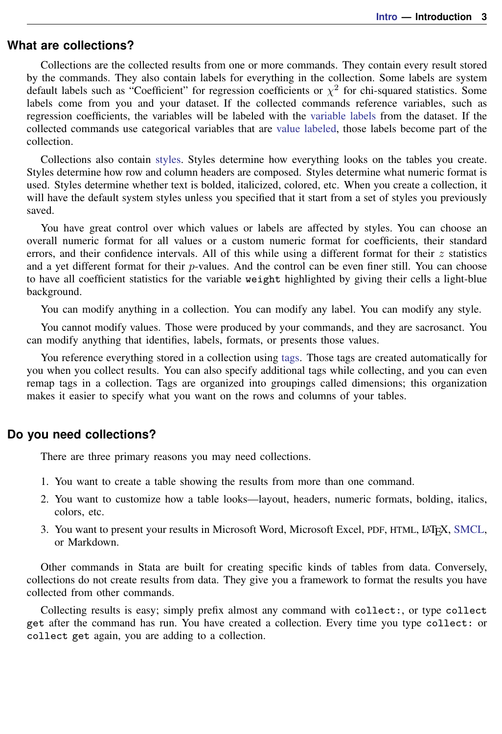## What are collections?

Collections are the collected results from one or more commands. They contain every result stored by the commands. They also contain labels for everything in the collection. Some labels are system default labels such as "Coefficient" for regression coefficients or $\chi^2$ for chi-squared statistics. Some labels come from you and your dataset. If the collected commands reference variables, such as regression coefficients, the variables will be labeled with the variable labels from the dataset. If the collected commands use categorical variables that are value labeled, those labels become part of the collection.

Collections also contain styles. Styles determine how everything looks on the tables you create. Styles determine how row and column headers are composed. Styles determine what numeric format is used. Styles determine whether text is bolded, italicized, colored, etc. When you create a collection, it will have the default system styles unless you specified that it start from a set of styles you previously saved.

You have great control over which values or labels are affected by styles. You can choose an overall numeric format for all values or a custom numeric format for coefficients, their standard errors, and their confidence intervals. All of this while using a different format for their $z$ statistics and a yet different format for their $p$-values. And the control can be even finer still. You can choose to have all coefficient statistics for the variable `weight` highlighted by giving their cells a light-blue background.

You can modify anything in a collection. You can modify any label. You can modify any style.

You cannot modify values. Those were produced by your commands, and they are sacrosanct. You can modify anything that identifies, labels, formats, or presents those values.

You reference everything stored in a collection using tags. Those tags are created automatically for you when you collect results. You can also specify additional tags while collecting, and you can even remap tags in a collection. Tags are organized into groupings called dimensions; this organization makes it easier to specify what you want on the rows and columns of your tables.

## Do you need collections?

There are three primary reasons you may need collections.

1. You want to create a table showing the results from more than one command.
2. You want to customize how a table looks—layout, headers, numeric formats, bolding, italics, colors, etc.
3. You want to present your results in Microsoft Word, Microsoft Excel, PDF, HTML, LaTeX, SMCL, or Markdown.

Other commands in Stata are built for creating specific kinds of tables from data. Conversely, collections do not create results from data. They give you a framework to format the results you have collected from other commands.

Collecting results is easy; simply prefix almost any command with `collect:`, or type `collect get` after the command has run. You have created a collection. Every time you type `collect:` or `collect get` again, you are adding to a collection.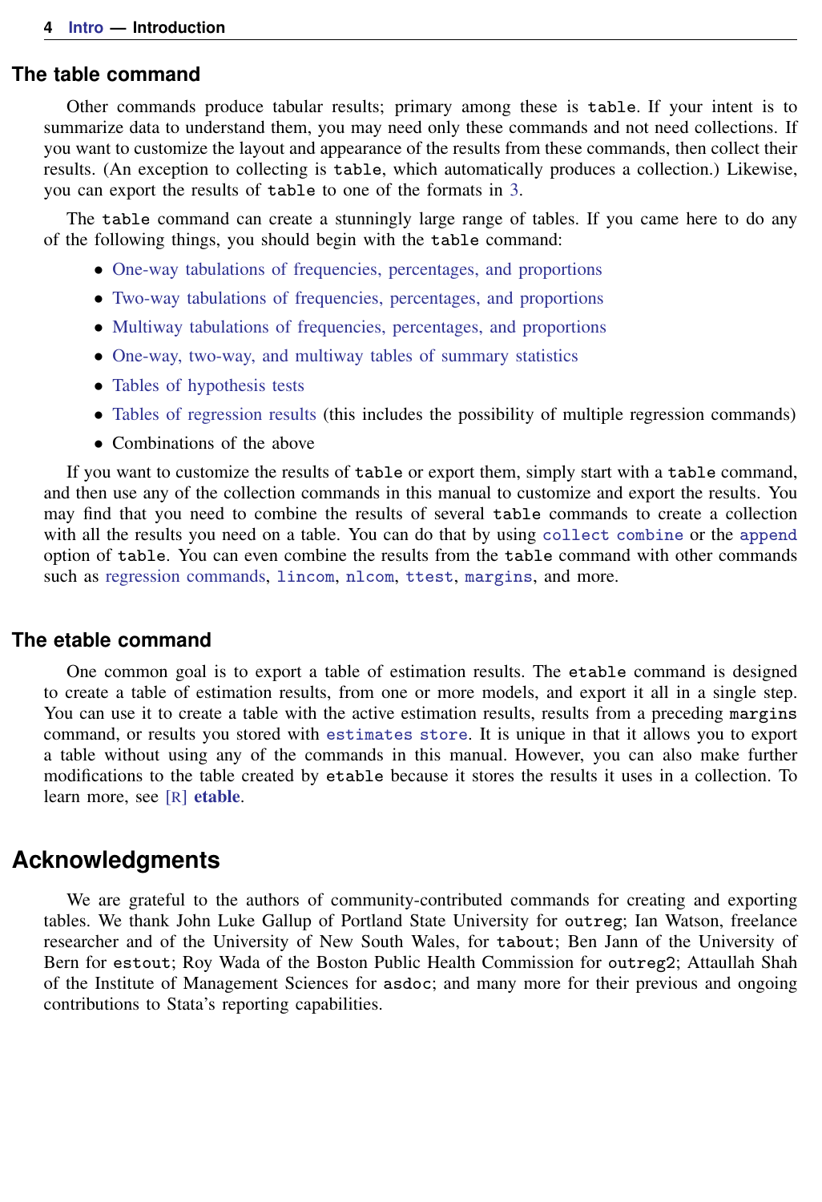## The table command

Other commands produce tabular results; primary among these is `table`. If your intent is to summarize data to understand them, you may need only these commands and not need collections. If you want to customize the layout and appearance of the results from these commands, then collect their results. (An exception to collecting is `table`, which automatically produces a collection.) Likewise, you can export the results of `table` to one of the formats in 3.

The `table` command can create a stunningly large range of tables. If you came here to do any of the following things, you should begin with the `table` command:

- One-way tabulations of frequencies, percentages, and proportions
- Two-way tabulations of frequencies, percentages, and proportions
- Multiway tabulations of frequencies, percentages, and proportions
- One-way, two-way, and multiway tables of summary statistics
- Tables of hypothesis tests
- Tables of regression results (this includes the possibility of multiple regression commands)
- Combinations of the above

If you want to customize the results of `table` or export them, simply start with a `table` command, and then use any of the collection commands in this manual to customize and export the results. You may find that you need to combine the results of several `table` commands to create a collection with all the results you need on a table. You can do that by using `collect combine` or the `append` option of `table`. You can even combine the results from the `table` command with other commands such as regression commands, `lincom`, `nlcom`, `ttest`, `margins`, and more.

## The etable command

One common goal is to export a table of estimation results. The `etable` command is designed to create a table of estimation results, from one or more models, and export it all in a single step. You can use it to create a table with the active estimation results, results from a preceding `margins` command, or results you stored with `estimates store`. It is unique in that it allows you to export a table without using any of the commands in this manual. However, you can also make further modifications to the table created by `etable` because it stores the results it uses in a collection. To learn more, see [R] **etable**.

# Acknowledgments

We are grateful to the authors of community-contributed commands for creating and exporting tables. We thank John Luke Gallup of Portland State University for `outreg`; Ian Watson, freelance researcher and of the University of New South Wales, for `tabout`; Ben Jann of the University of Bern for `estout`; Roy Wada of the Boston Public Health Commission for `outreg2`; Attaullah Shah of the Institute of Management Sciences for `asdoc`; and many more for their previous and ongoing contributions to Stata's reporting capabilities.